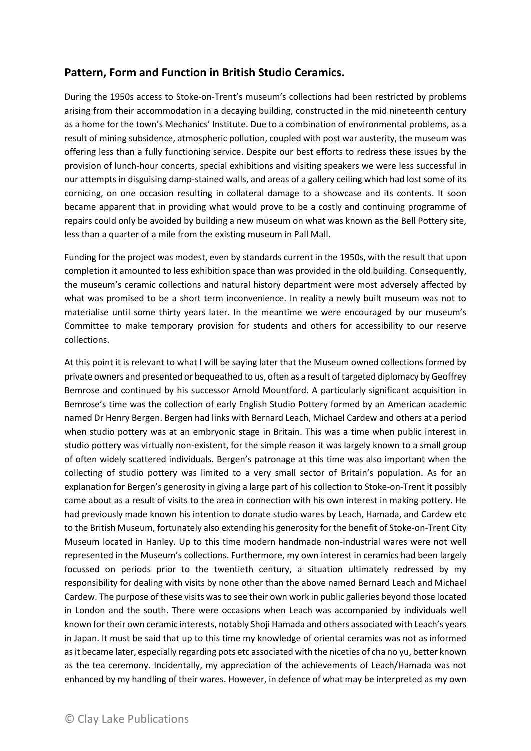## Pattern, Form and Function in British Studio Ceramics.

During the 1950s access to Stoke-on-Trent's museum's collections had been restricted by problems arising from their accommodation in a decaying building, constructed in the mid nineteenth century as a home for the town's Mechanics' Institute. Due to a combination of environmental problems, as a result of mining subsidence, atmospheric pollution, coupled with post war austerity, the museum was offering less than a fully functioning service. Despite our best efforts to redress these issues by the provision of lunch-hour concerts, special exhibitions and visiting speakers we were less successful in our attempts in disguising damp-stained walls, and areas of a gallery ceiling which had lost some of its cornicing, on one occasion resulting in collateral damage to a showcase and its contents. It soon became apparent that in providing what would prove to be a costly and continuing programme of repairs could only be avoided by building a new museum on what was known as the Bell Pottery site, less than a quarter of a mile from the existing museum in Pall Mall.

Funding for the project was modest, even by standards current in the 1950s, with the result that upon completion it amounted to less exhibition space than was provided in the old building. Consequently, the museum's ceramic collections and natural history department were most adversely affected by what was promised to be a short term inconvenience. In reality a newly built museum was not to materialise until some thirty years later. In the meantime we were encouraged by our museum's Committee to make temporary provision for students and others for accessibility to our reserve collections.

At this point it is relevant to what I will be saying later that the Museum owned collections formed by private owners and presented or bequeathed to us, often as a result of targeted diplomacy by Geoffrey Bemrose and continued by his successor Arnold Mountford. A particularly significant acquisition in Bemrose's time was the collection of early English Studio Pottery formed by an American academic named Dr Henry Bergen. Bergen had links with Bernard Leach, Michael Cardew and others at a period when studio pottery was at an embryonic stage in Britain. This was a time when public interest in studio pottery was virtually non-existent, for the simple reason it was largely known to a small group of often widely scattered individuals. Bergen's patronage at this time was also important when the collecting of studio pottery was limited to a very small sector of Britain's population. As for an explanation for Bergen's generosity in giving a large part of his collection to Stoke-on-Trent it possibly came about as a result of visits to the area in connection with his own interest in making pottery. He had previously made known his intention to donate studio wares by Leach, Hamada, and Cardew etc to the British Museum, fortunately also extending his generosity for the benefit of Stoke-on-Trent City Museum located in Hanley. Up to this time modern handmade non-industrial wares were not well represented in the Museum's collections. Furthermore, my own interest in ceramics had been largely focussed on periods prior to the twentieth century, a situation ultimately redressed by my responsibility for dealing with visits by none other than the above named Bernard Leach and Michael Cardew. The purpose of these visits was to see their own work in public galleries beyond those located in London and the south. There were occasions when Leach was accompanied by individuals well known for their own ceramic interests, notably Shoji Hamada and others associated with Leach's years in Japan. It must be said that up to this time my knowledge of oriental ceramics was not as informed as it became later, especially regarding pots etc associated with the niceties of cha no yu, better known as the tea ceremony. Incidentally, my appreciation of the achievements of Leach/Hamada was not enhanced by my handling of their wares. However, in defence of what may be interpreted as my own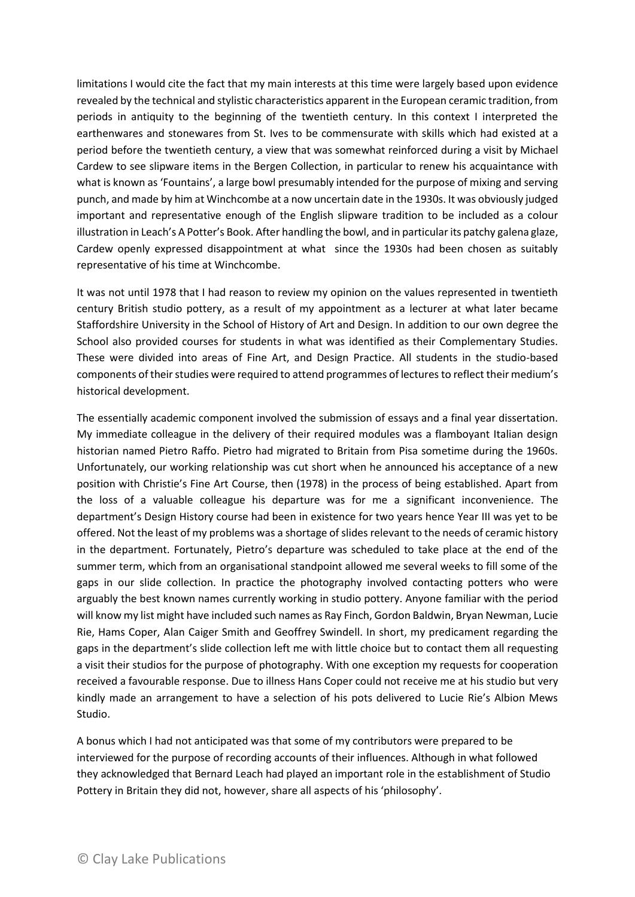limitations I would cite the fact that my main interests at this time were largely based upon evidence revealed by the technical and stylistic characteristics apparent in the European ceramic tradition, from periods in antiquity to the beginning of the twentieth century. In this context I interpreted the earthenwares and stonewares from St. Ives to be commensurate with skills which had existed at a period before the twentieth century, a view that was somewhat reinforced during a visit by Michael Cardew to see slipware items in the Bergen Collection, in particular to renew his acquaintance with what is known as 'Fountains', a large bowl presumably intended for the purpose of mixing and serving punch, and made by him at Winchcombe at a now uncertain date in the 1930s. It was obviously judged important and representative enough of the English slipware tradition to be included as a colour illustration in Leach's A Potter's Book. After handling the bowl, and in particular its patchy galena glaze, Cardew openly expressed disappointment at what since the 1930s had been chosen as suitably representative of his time at Winchcombe.

It was not until 1978 that I had reason to review my opinion on the values represented in twentieth century British studio pottery, as a result of my appointment as a lecturer at what later became Staffordshire University in the School of History of Art and Design. In addition to our own degree the School also provided courses for students in what was identified as their Complementary Studies. These were divided into areas of Fine Art, and Design Practice. All students in the studio-based components of their studies were required to attend programmes of lectures to reflect their medium's historical development.

The essentially academic component involved the submission of essays and a final year dissertation. My immediate colleague in the delivery of their required modules was a flamboyant Italian design historian named Pietro Raffo. Pietro had migrated to Britain from Pisa sometime during the 1960s. Unfortunately, our working relationship was cut short when he announced his acceptance of a new position with Christie's Fine Art Course, then (1978) in the process of being established. Apart from the loss of a valuable colleague his departure was for me a significant inconvenience. The department's Design History course had been in existence for two years hence Year III was yet to be offered. Not the least of my problems was a shortage of slides relevant to the needs of ceramic history in the department. Fortunately, Pietro's departure was scheduled to take place at the end of the summer term, which from an organisational standpoint allowed me several weeks to fill some of the gaps in our slide collection. In practice the photography involved contacting potters who were arguably the best known names currently working in studio pottery. Anyone familiar with the period will know my list might have included such names as Ray Finch, Gordon Baldwin, Bryan Newman, Lucie Rie, Hams Coper, Alan Caiger Smith and Geoffrey Swindell. In short, my predicament regarding the gaps in the department's slide collection left me with little choice but to contact them all requesting a visit their studios for the purpose of photography. With one exception my requests for cooperation received a favourable response. Due to illness Hans Coper could not receive me at his studio but very kindly made an arrangement to have a selection of his pots delivered to Lucie Rie's Albion Mews Studio.

A bonus which I had not anticipated was that some of my contributors were prepared to be interviewed for the purpose of recording accounts of their influences. Although in what followed they acknowledged that Bernard Leach had played an important role in the establishment of Studio Pottery in Britain they did not, however, share all aspects of his 'philosophy'.

© Clay Lake Publications